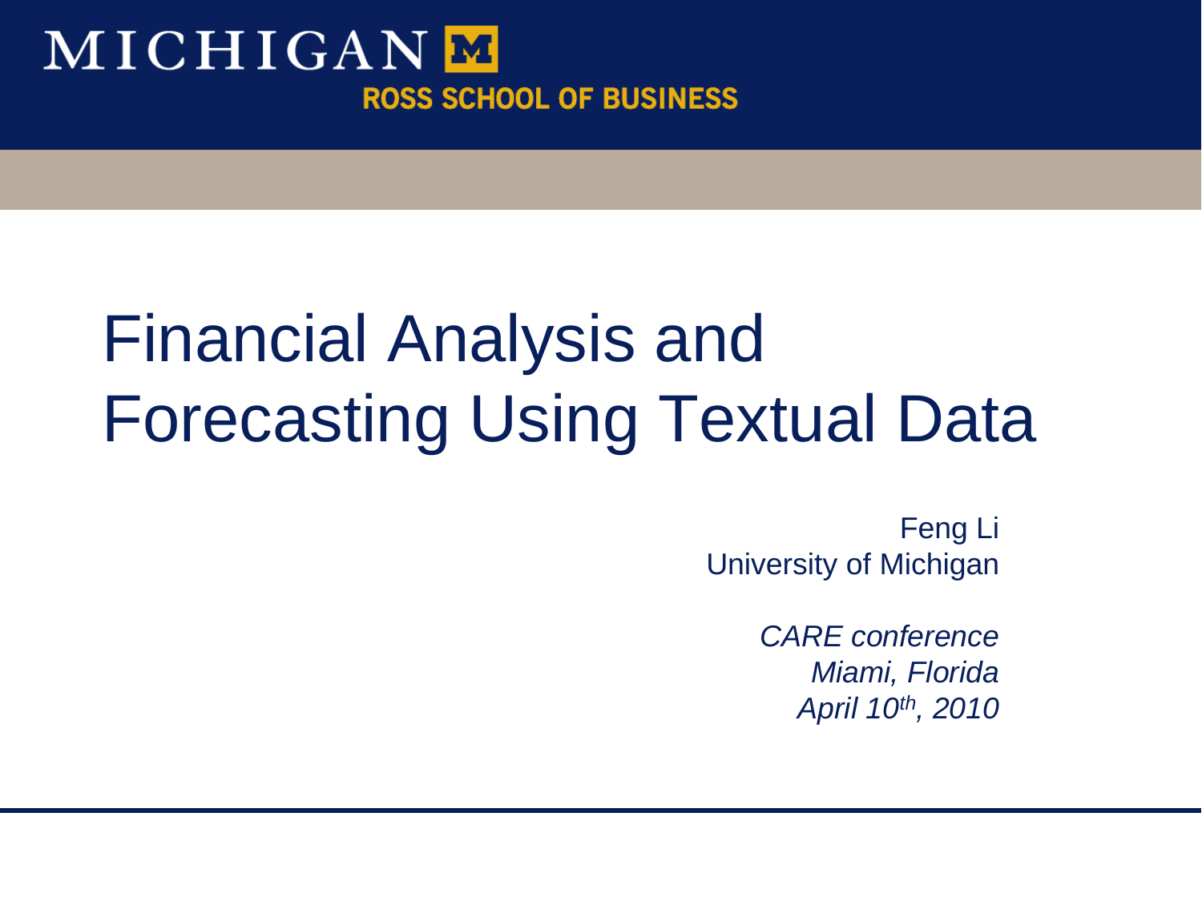MICHIGAN
ROSS SCHOOL OF BUSINESS

# Financial Analysis and Forecasting Using Textual Data

Feng Li
University of Michigan

*CARE conference*
*Miami, Florida*
*April 10th, 2010*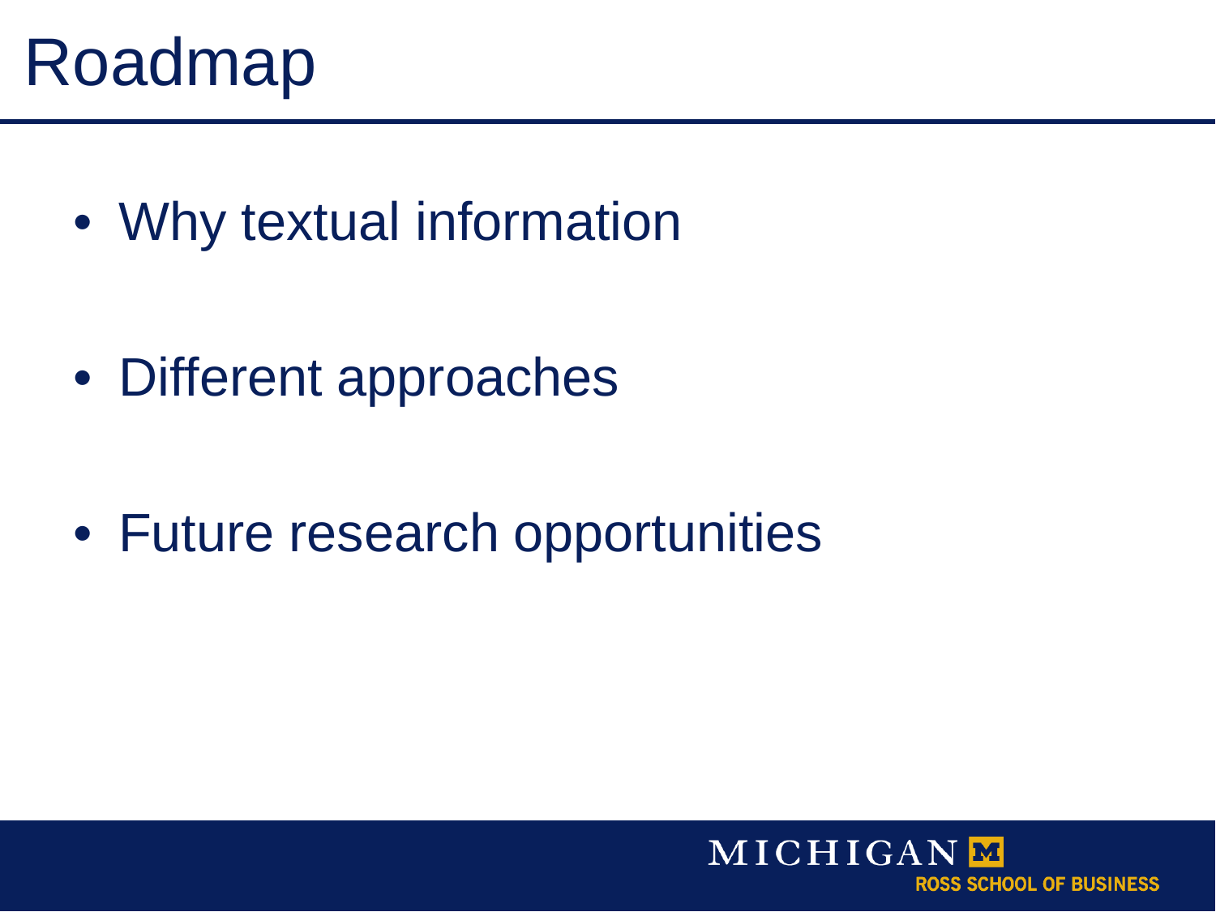# Roadmap

- Why textual information
- Different approaches
- Future research opportunities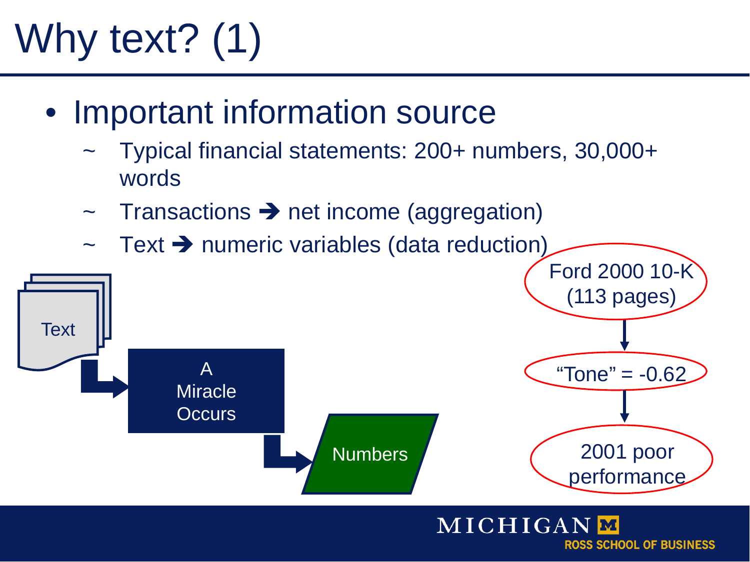# Why text? (1)

- Important information source
  - Typical financial statements: 200+ numbers, 30,000+ words
  - Transactions ➔ net income (aggregation)
  - Text ➔ numeric variables (data reduction)

Text → A Miracle Occurs → Numbers

Ford 2000 10-K (113 pages) → "Tone" = -0.62 → 2001 poor performance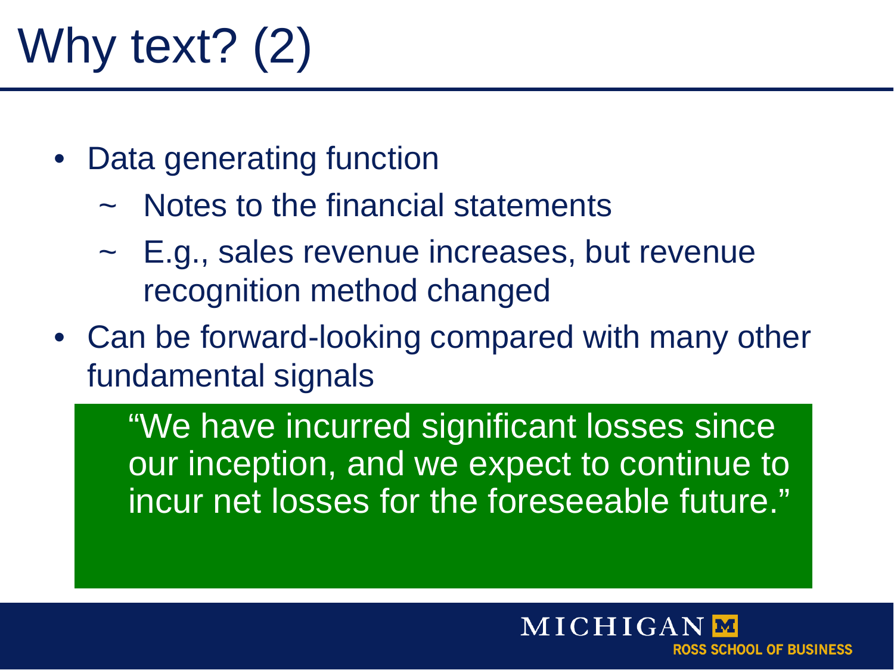# Why text? (2)

- Data generating function
  - ~ Notes to the financial statements
  - ~ E.g., sales revenue increases, but revenue recognition method changed
- Can be forward-looking compared with many other fundamental signals

> "We have incurred significant losses since our inception, and we expect to continue to incur net losses for the foreseeable future."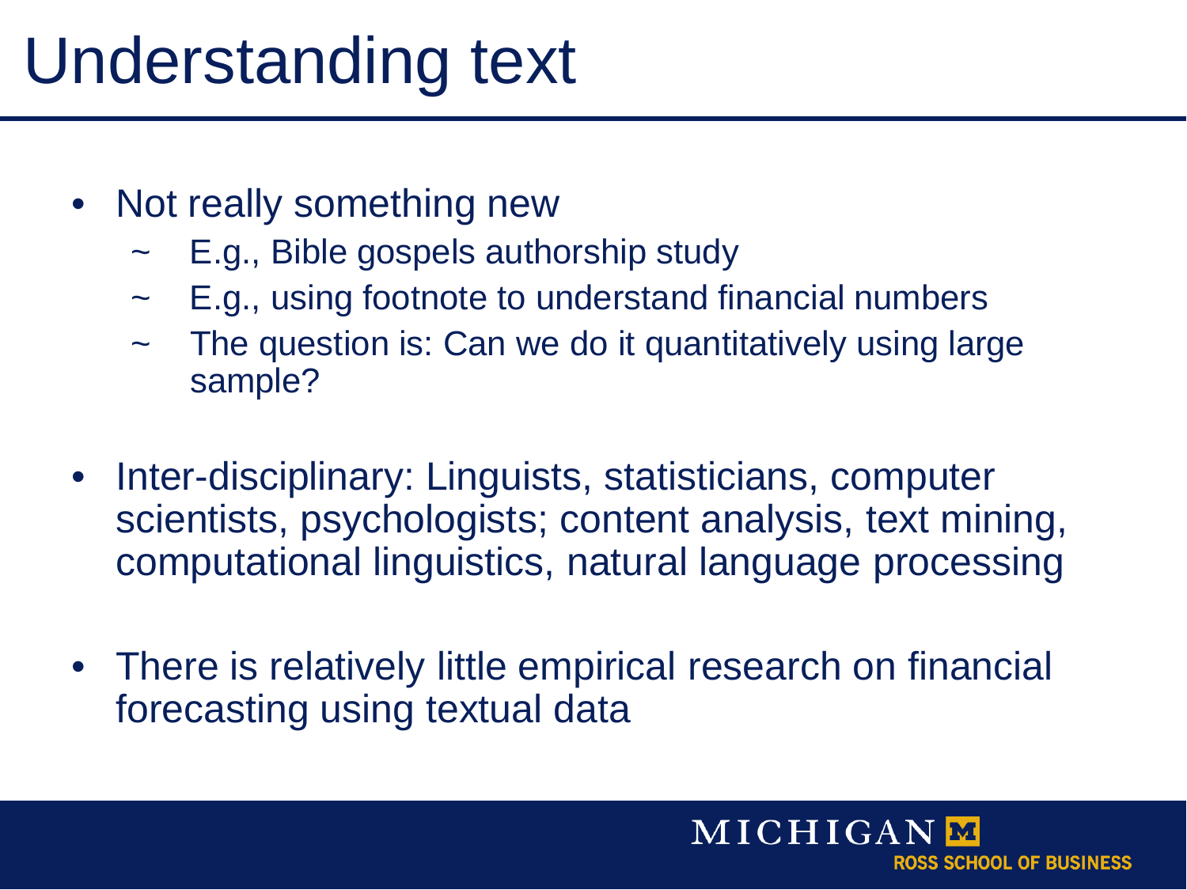# Understanding text

- Not really something new
  - E.g., Bible gospels authorship study
  - E.g., using footnote to understand financial numbers
  - The question is: Can we do it quantitatively using large sample?

- Inter-disciplinary: Linguists, statisticians, computer scientists, psychologists; content analysis, text mining, computational linguistics, natural language processing

- There is relatively little empirical research on financial forecasting using textual data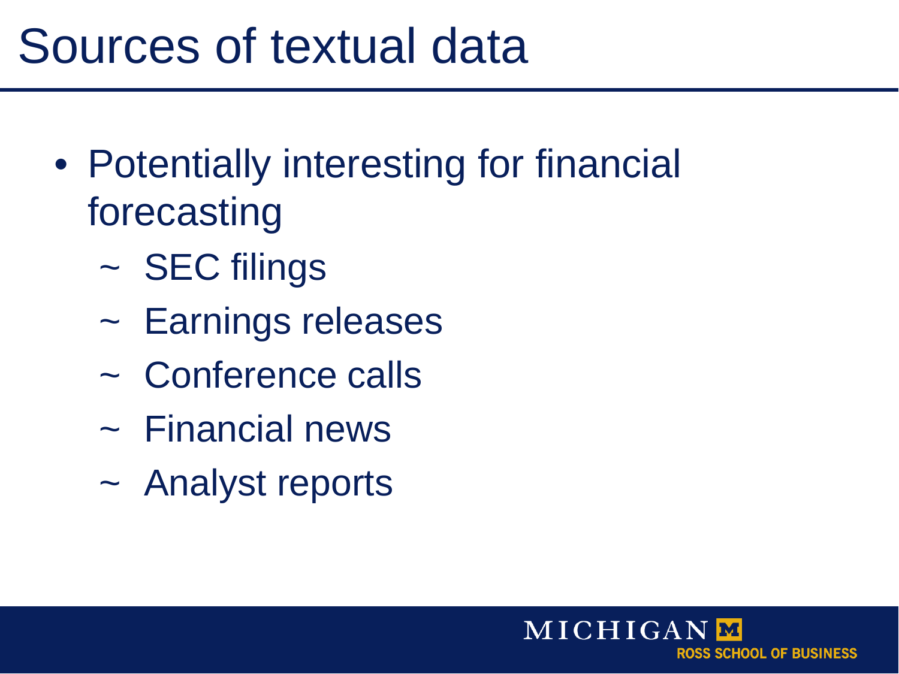# Sources of textual data

- Potentially interesting for financial forecasting
  - SEC filings
  - Earnings releases
  - Conference calls
  - Financial news
  - Analyst reports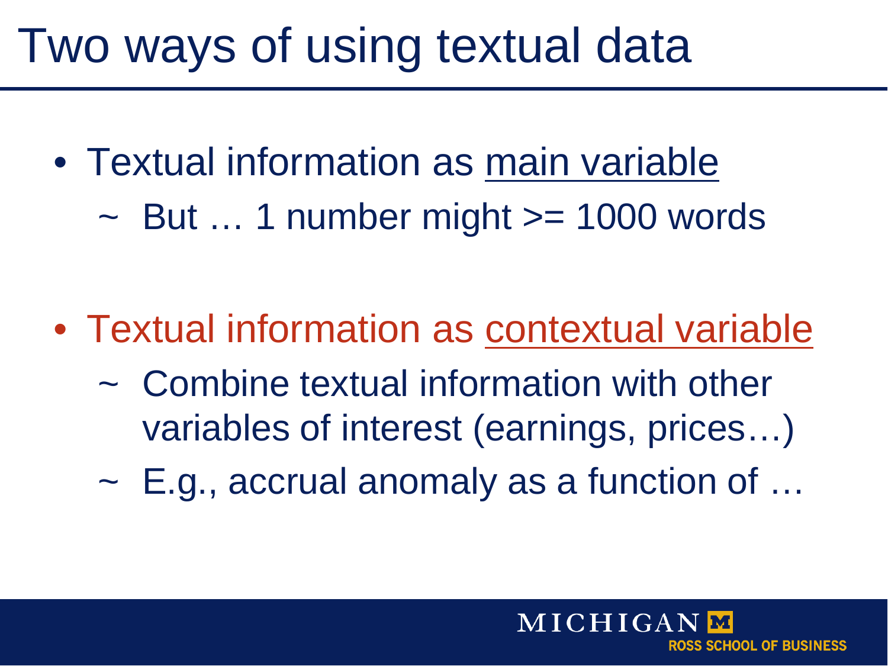# Two ways of using textual data

- Textual information as <u>main variable</u>
  - ~ But … 1 number might >= 1000 words

- Textual information as <u>contextual variable</u>
  - ~ Combine textual information with other variables of interest (earnings, prices…)
  - ~ E.g., accrual anomaly as a function of …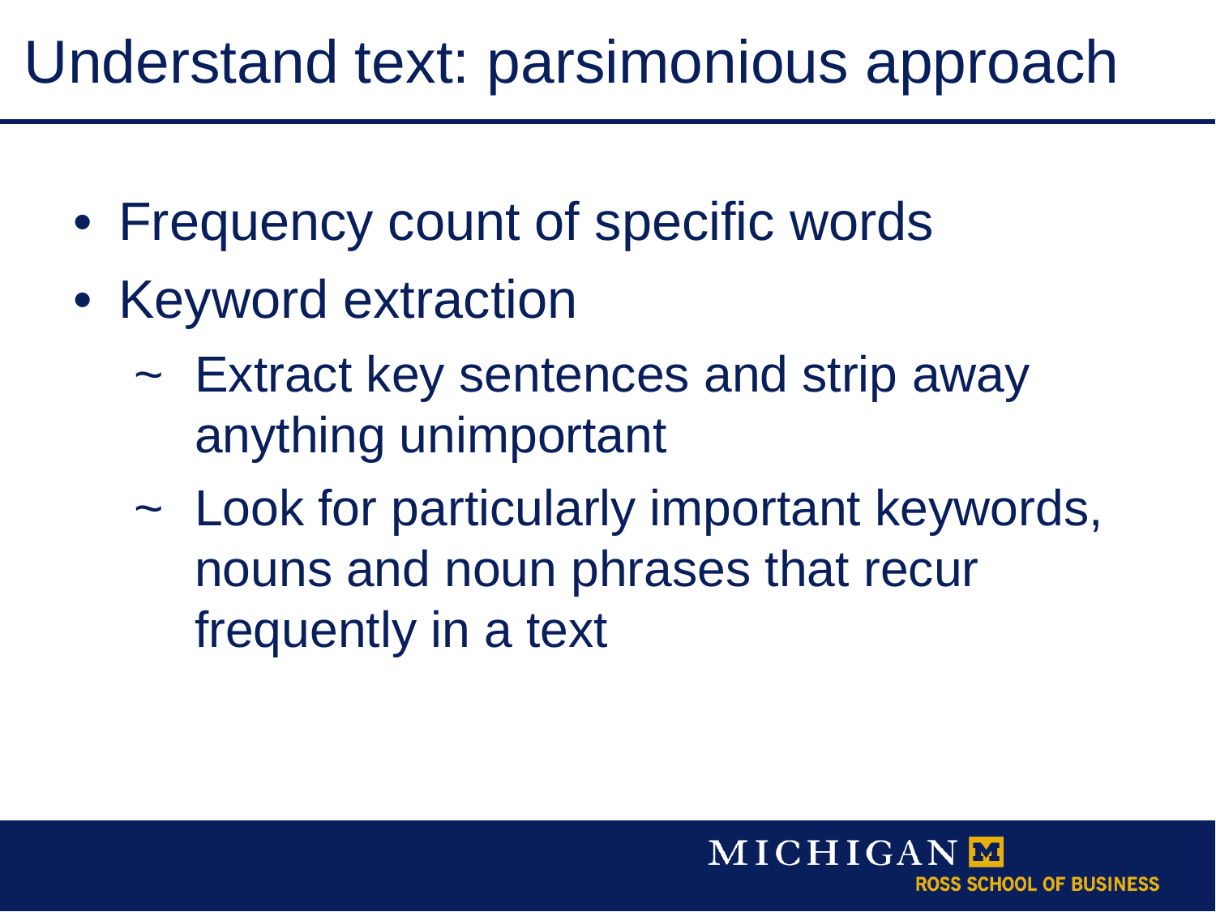# Understand text: parsimonious approach

- Frequency count of specific words
- Keyword extraction
  - ~ Extract key sentences and strip away anything unimportant
  - ~ Look for particularly important keywords, nouns and noun phrases that recur frequently in a text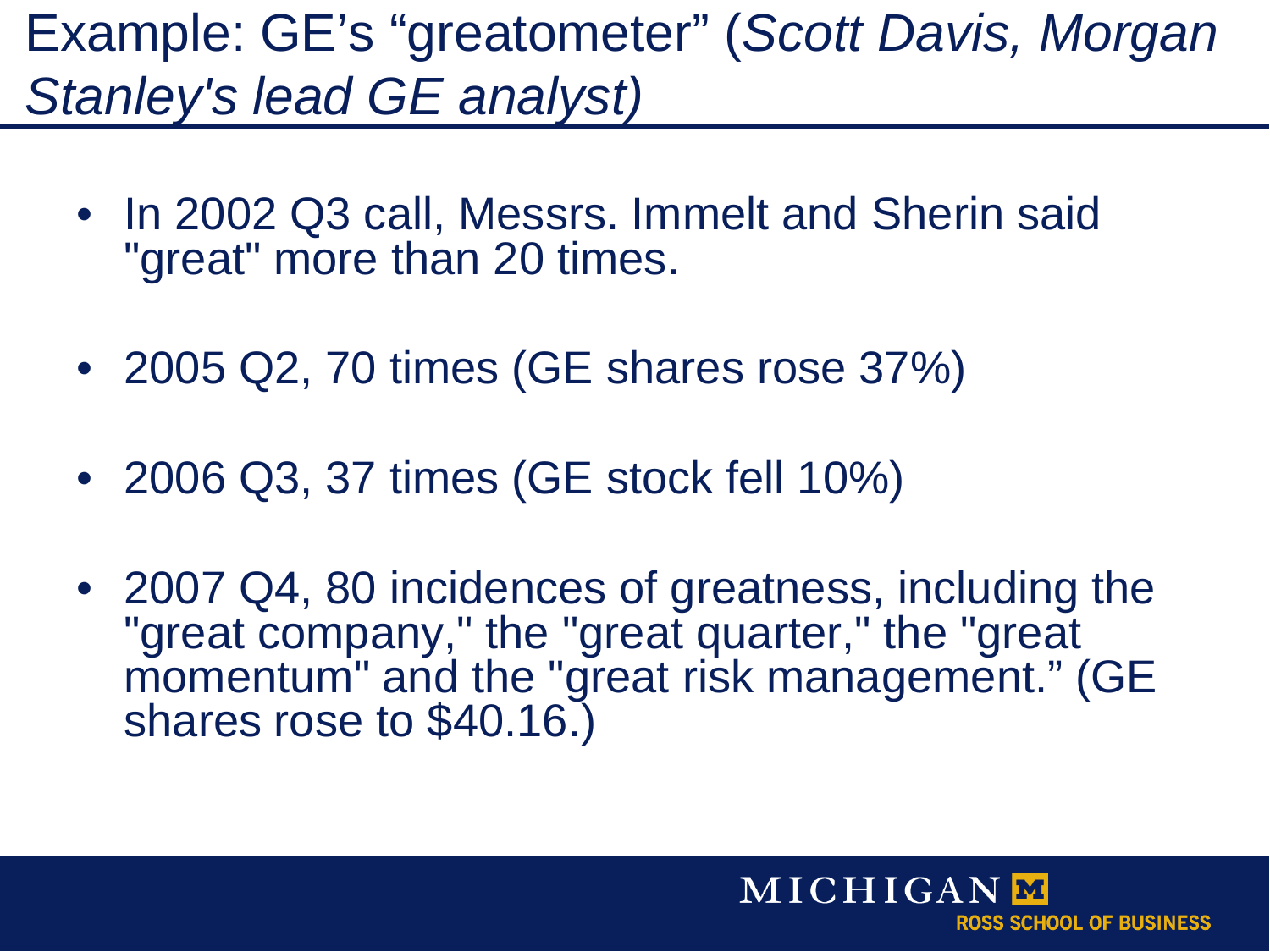# Example: GE's "greatometer" (*Scott Davis, Morgan Stanley's lead GE analyst)*

- In 2002 Q3 call, Messrs. Immelt and Sherin said "great" more than 20 times.
- 2005 Q2, 70 times (GE shares rose 37%)
- 2006 Q3, 37 times (GE stock fell 10%)
- 2007 Q4, 80 incidences of greatness, including the "great company," the "great quarter," the "great momentum" and the "great risk management." (GE shares rose to $40.16.)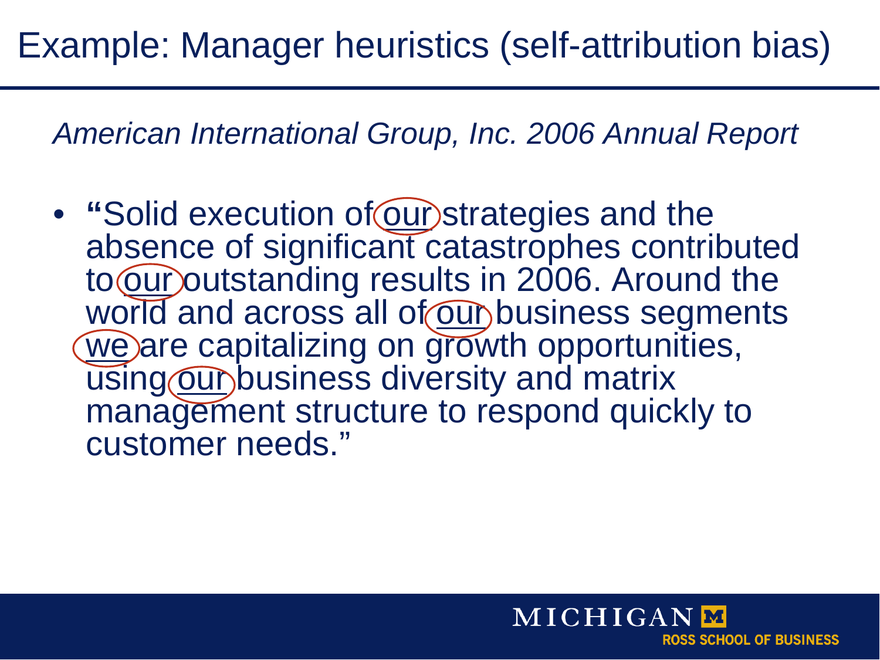# Example: Manager heuristics (self-attribution bias)

*American International Group, Inc. 2006 Annual Report*

- "Solid execution of our strategies and the absence of significant catastrophes contributed to our outstanding results in 2006. Around the world and across all of our business segments we are capitalizing on growth opportunities, using our business diversity and matrix management structure to respond quickly to customer needs."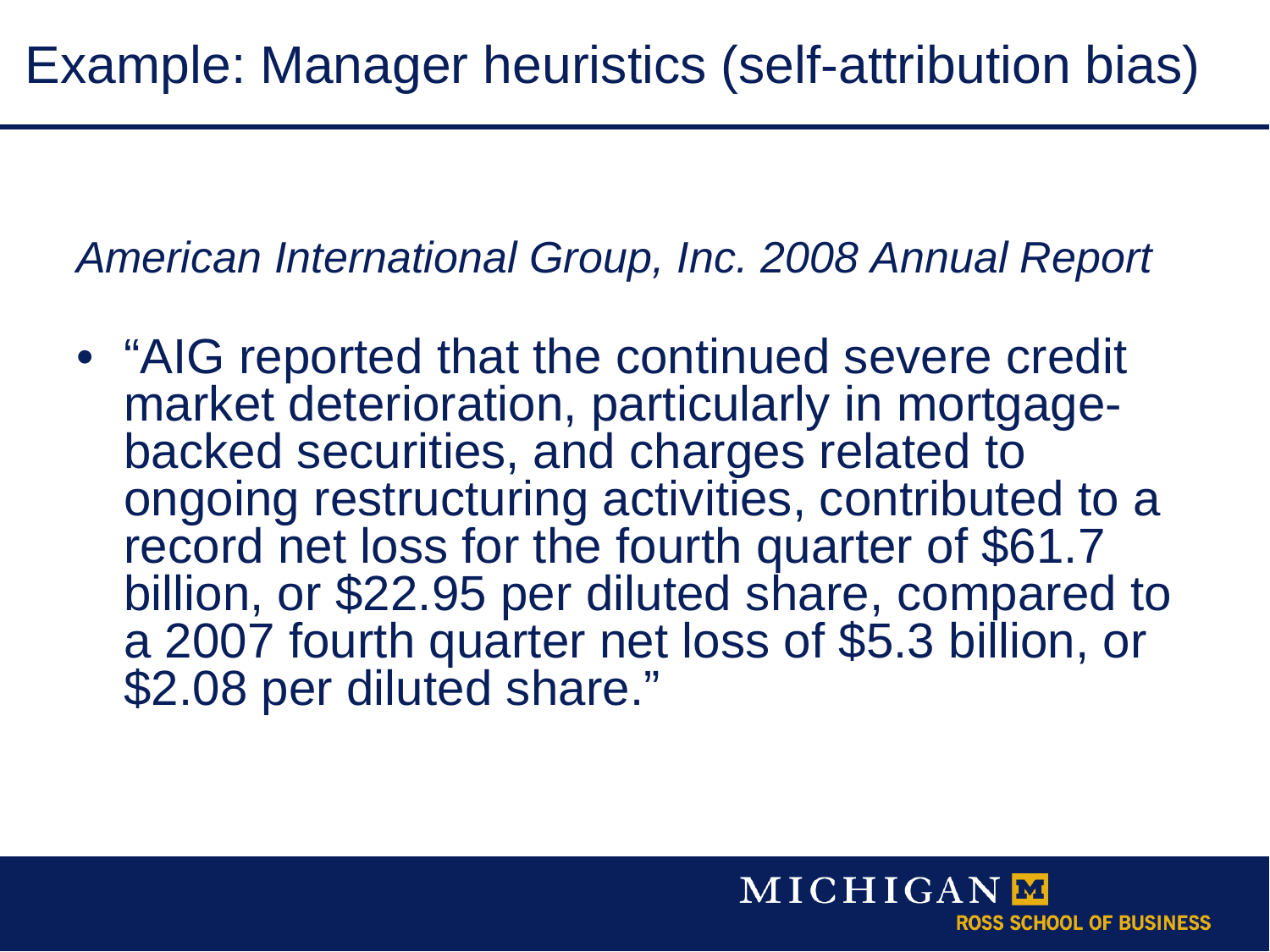# Example: Manager heuristics (self-attribution bias)

*American International Group, Inc. 2008 Annual Report*

- "AIG reported that the continued severe credit market deterioration, particularly in mortgage-backed securities, and charges related to ongoing restructuring activities, contributed to a record net loss for the fourth quarter of $61.7 billion, or $22.95 per diluted share, compared to a 2007 fourth quarter net loss of $5.3 billion, or $2.08 per diluted share."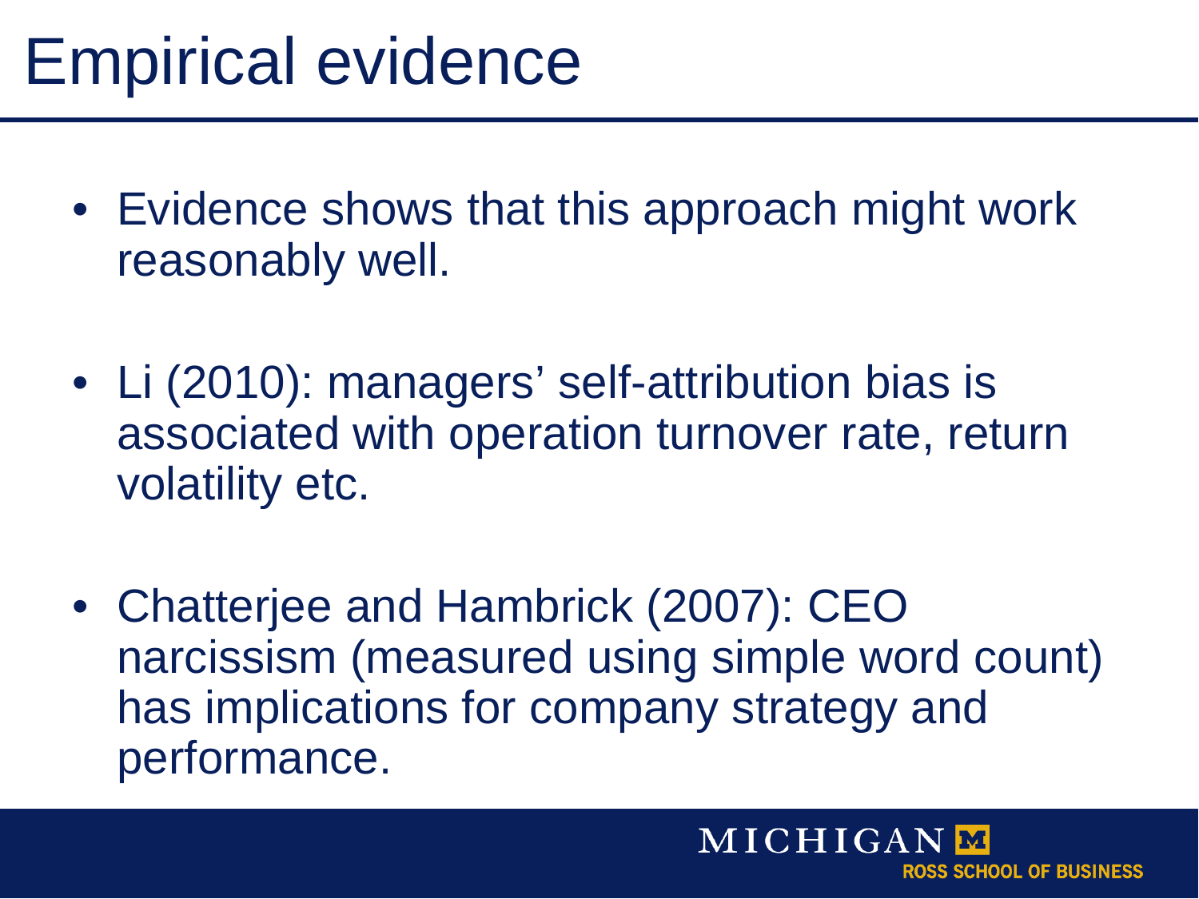# Empirical evidence

- Evidence shows that this approach might work reasonably well.
- Li (2010): managers' self-attribution bias is associated with operation turnover rate, return volatility etc.
- Chatterjee and Hambrick (2007): CEO narcissism (measured using simple word count) has implications for company strategy and performance.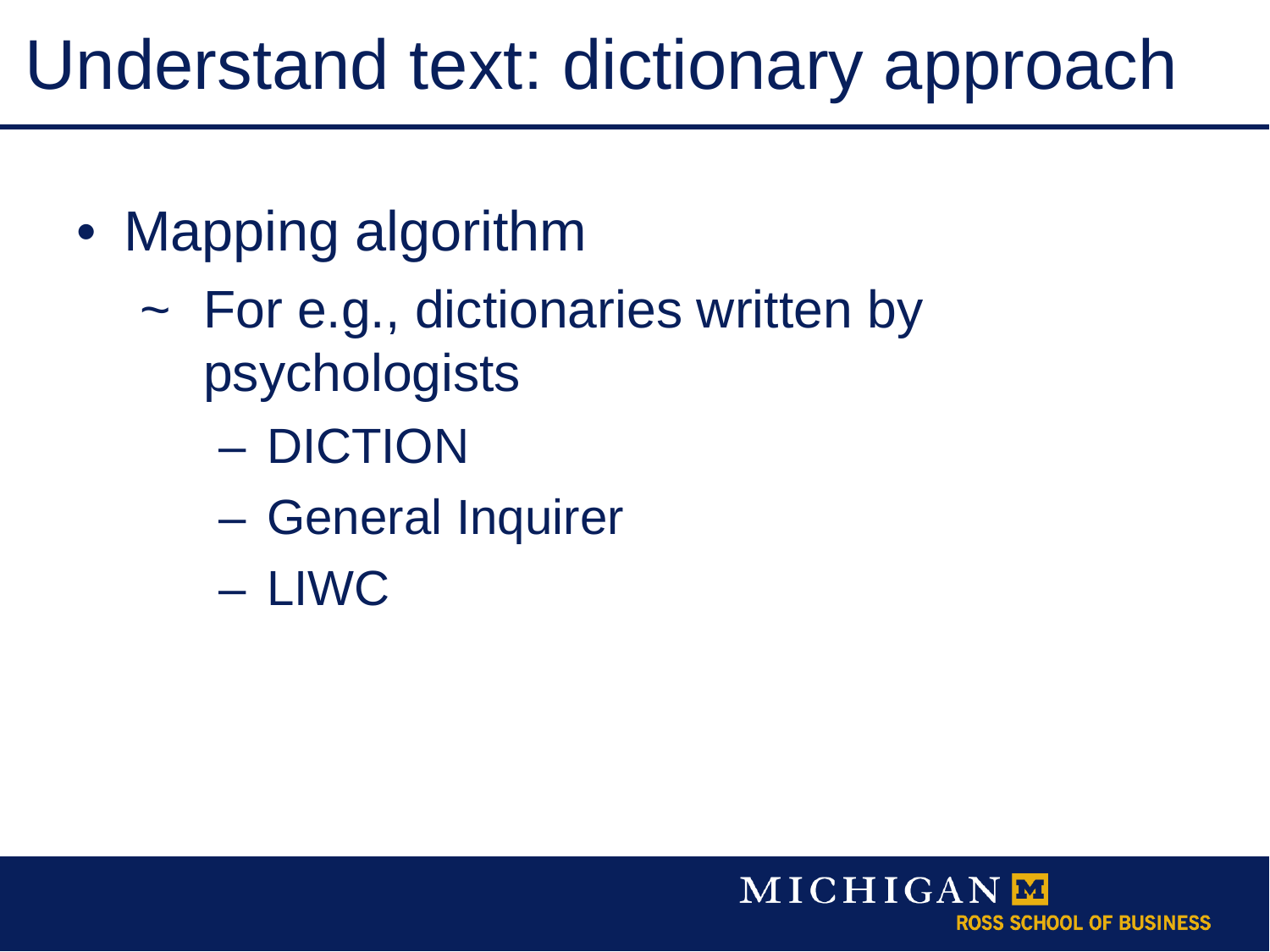# Understand text: dictionary approach

- Mapping algorithm
  - ~ For e.g., dictionaries written by psychologists
    - – DICTION
    - – General Inquirer
    - – LIWC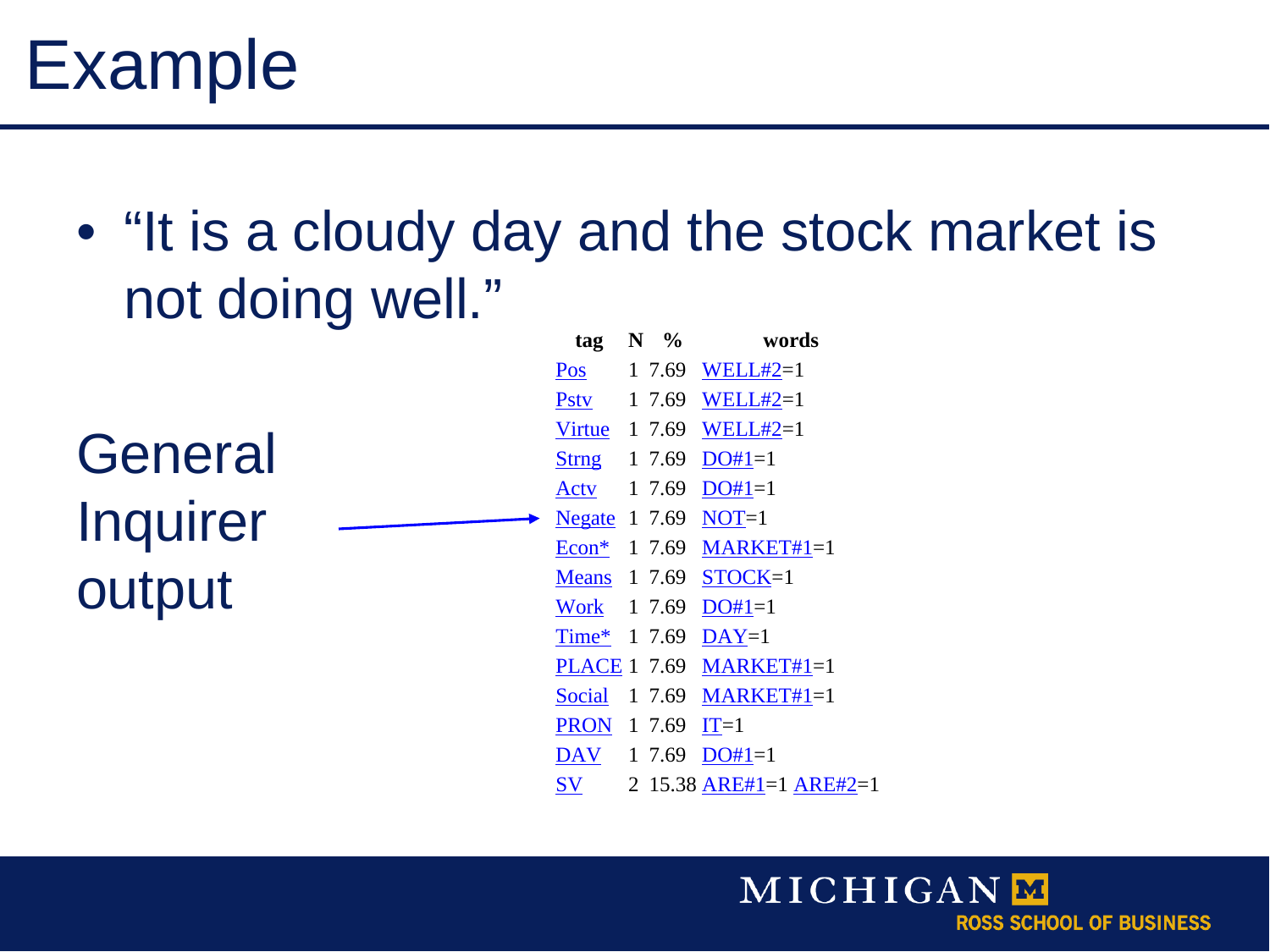# Example

- "It is a cloudy day and the stock market is not doing well."

General Inquirer output

| tag | N | % | words |
|---|---|---|---|
| Pos | 1 | 7.69 | WELL#2=1 |
| Pstv | 1 | 7.69 | WELL#2=1 |
| Virtue | 1 | 7.69 | WELL#2=1 |
| Strng | 1 | 7.69 | DO#1=1 |
| Actv | 1 | 7.69 | DO#1=1 |
| Negate | 1 | 7.69 | NOT=1 |
| Econ* | 1 | 7.69 | MARKET#1=1 |
| Means | 1 | 7.69 | STOCK=1 |
| Work | 1 | 7.69 | DO#1=1 |
| Time* | 1 | 7.69 | DAY=1 |
| PLACE | 1 | 7.69 | MARKET#1=1 |
| Social | 1 | 7.69 | MARKET#1=1 |
| PRON | 1 | 7.69 | IT=1 |
| DAV | 1 | 7.69 | DO#1=1 |
| SV | 2 | 15.38 | ARE#1=1 ARE#2=1 |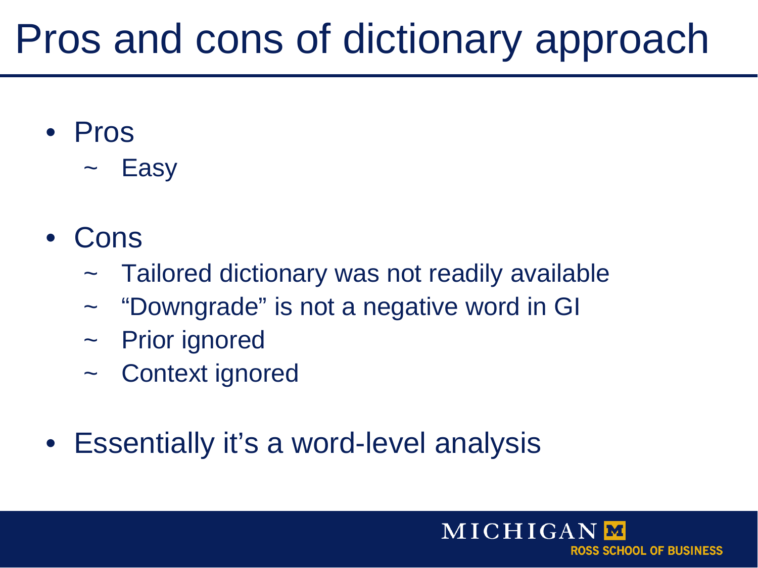# Pros and cons of dictionary approach

- Pros
  - ~ Easy
- Cons
  - ~ Tailored dictionary was not readily available
  - ~ "Downgrade" is not a negative word in GI
  - ~ Prior ignored
  - ~ Context ignored
- Essentially it's a word-level analysis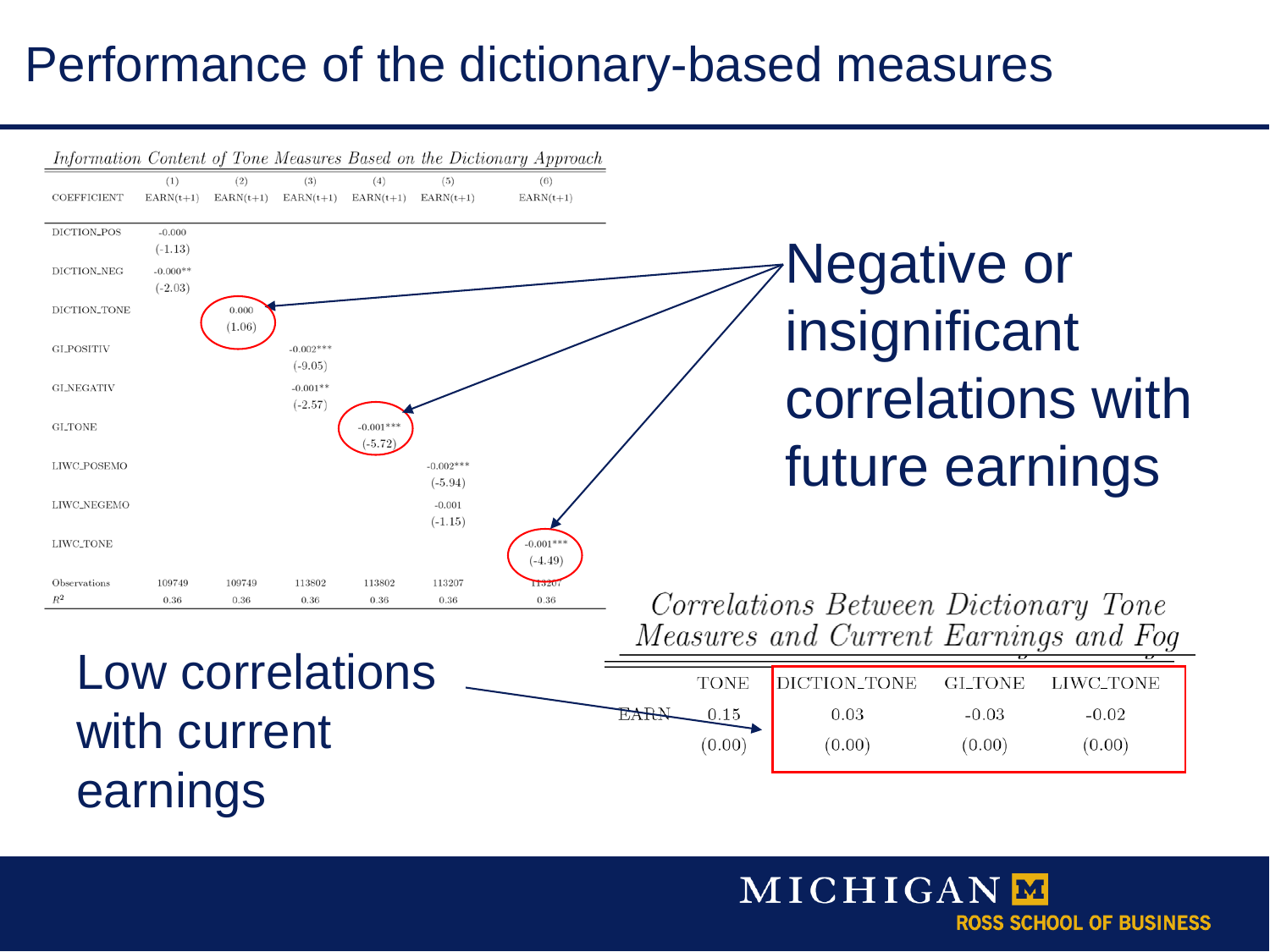# Performance of the dictionary-based measures

*Information Content of Tone Measures Based on the Dictionary Approach*

| COEFFICIENT | (1) EARN(t+1) | (2) EARN(t+1) | (3) EARN(t+1) | (4) EARN(t+1) | (5) EARN(t+1) | (6) EARN(t+1) |
|---|---|---|---|---|---|---|
| DICTION_POS | -0.000 | | | | | |
| | (-1.13) | | | | | |
| DICTION_NEG | -0.000** | | | | | |
| | (-2.03) | | | | | |
| DICTION_TONE | | 0.000 | | | | |
| | | (1.06) | | | | |
| GI_POSITIV | | | -0.002*** | | | |
| | | | (-9.05) | | | |
| GI_NEGATIV | | | -0.001** | | | |
| | | | (-2.57) | | | |
| GI_TONE | | | | -0.001*** | | |
| | | | | (-5.72) | | |
| LIWC_POSEMO | | | | | -0.002*** | |
| | | | | | (-5.94) | |
| LIWC_NEGEMO | | | | | -0.001 | |
| | | | | | (-1.15) | |
| LIWC_TONE | | | | | | -0.001*** |
| | | | | | | (-4.49) |
| Observations | 109749 | 109749 | 113802 | 113802 | 113207 | 113207 |
| $R^2$ | 0.36 | 0.36 | 0.36 | 0.36 | 0.36 | 0.36 |

Negative or insignificant correlations with future earnings

*Correlations Between Dictionary Tone Measures and Current Earnings and Fog*

| | TONE | DICTION_TONE | GI_TONE | LIWC_TONE |
|---|---|---|---|---|
| EARN | 0.15 | 0.03 | -0.03 | -0.02 |
| | (0.00) | (0.00) | (0.00) | (0.00) |

Low correlations with current earnings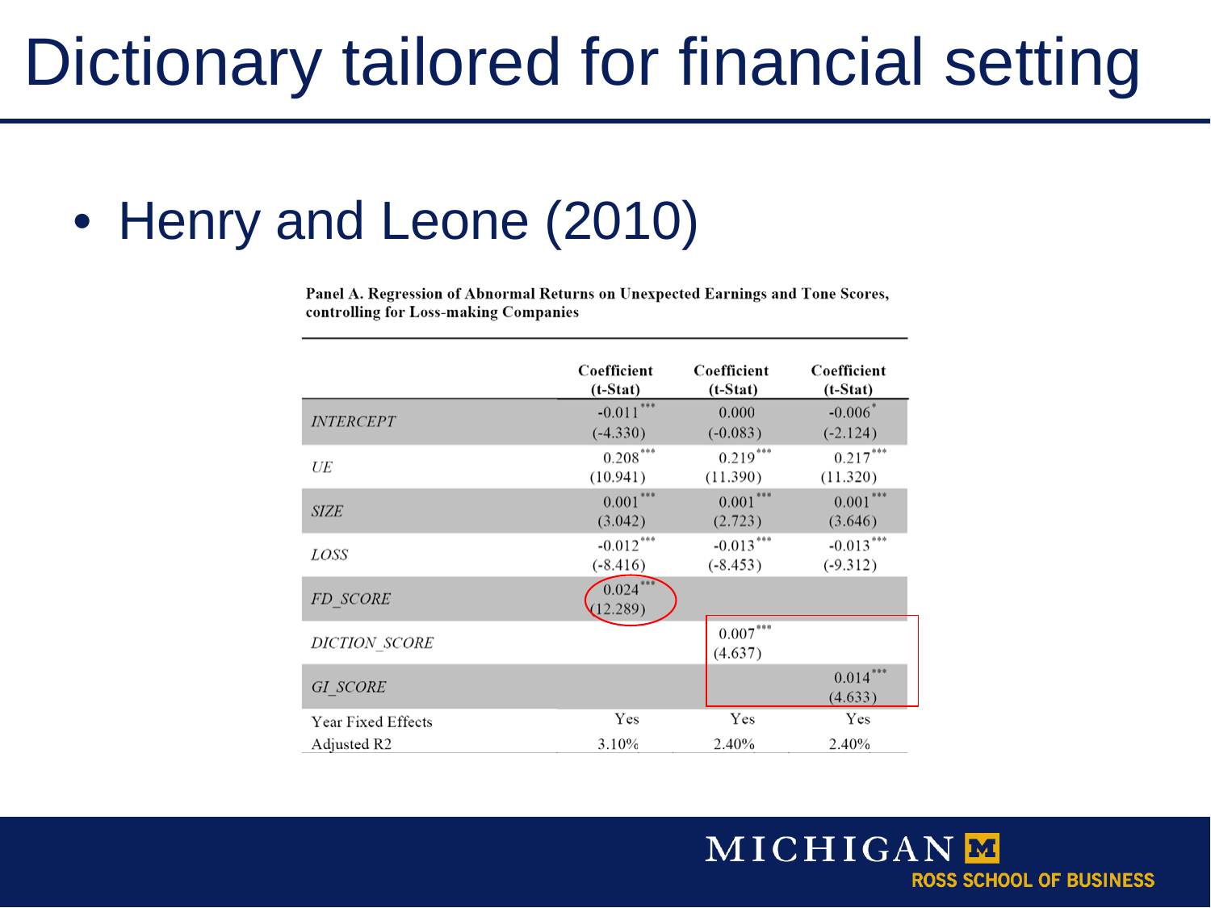# Dictionary tailored for financial setting

- Henry and Leone (2010)

**Panel A. Regression of Abnormal Returns on Unexpected Earnings and Tone Scores, controlling for Loss-making Companies**

| | Coefficient (t-Stat) | Coefficient (t-Stat) | Coefficient (t-Stat) |
|---|---|---|---|
| *INTERCEPT* | -0.011*** (-4.330) | 0.000 (-0.083) | -0.006* (-2.124) |
| *UE* | 0.208*** (10.941) | 0.219*** (11.390) | 0.217*** (11.320) |
| *SIZE* | 0.001*** (3.042) | 0.001*** (2.723) | 0.001*** (3.646) |
| *LOSS* | -0.012*** (-8.416) | -0.013*** (-8.453) | -0.013*** (-9.312) |
| *FD_SCORE* | 0.024*** (12.289) | | |
| *DICTION_SCORE* | | 0.007*** (4.637) | |
| *GI_SCORE* | | | 0.014*** (4.633) |
| Year Fixed Effects | Yes | Yes | Yes |
| Adjusted R2 | 3.10% | 2.40% | 2.40% |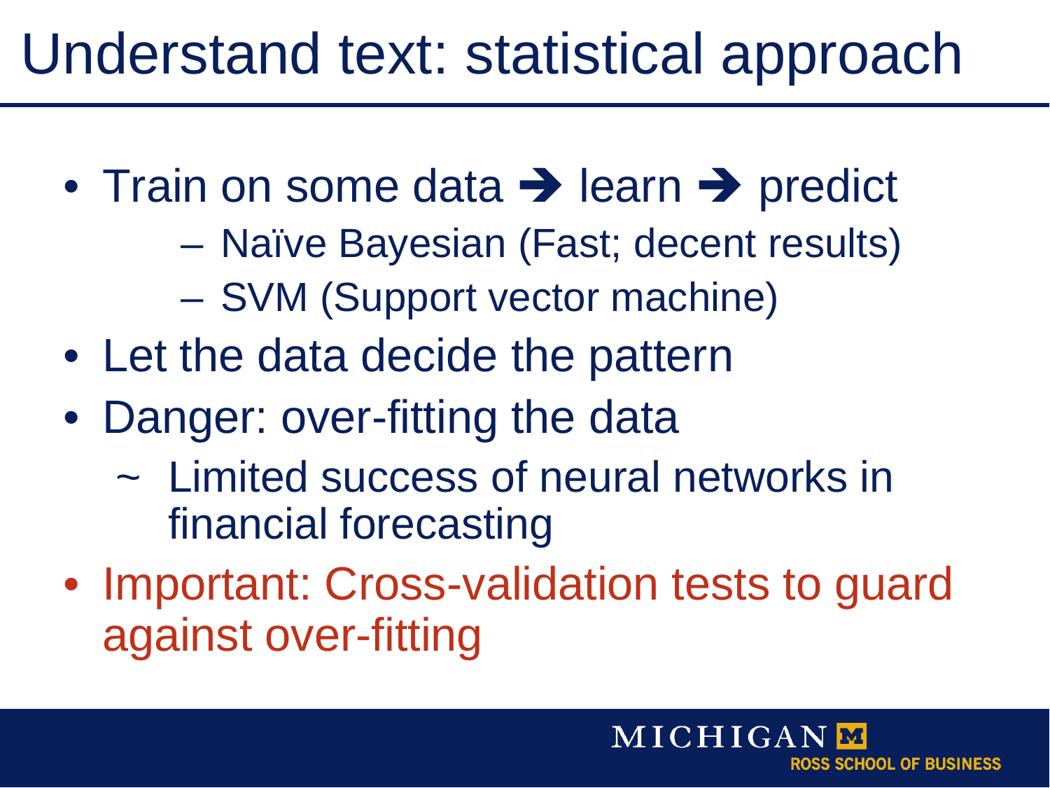# Understand text: statistical approach

- Train on some data ➔ learn ➔ predict
  - Naïve Bayesian (Fast; decent results)
  - SVM (Support vector machine)
- Let the data decide the pattern
- Danger: over-fitting the data
  - ~ Limited success of neural networks in financial forecasting
- Important: Cross-validation tests to guard against over-fitting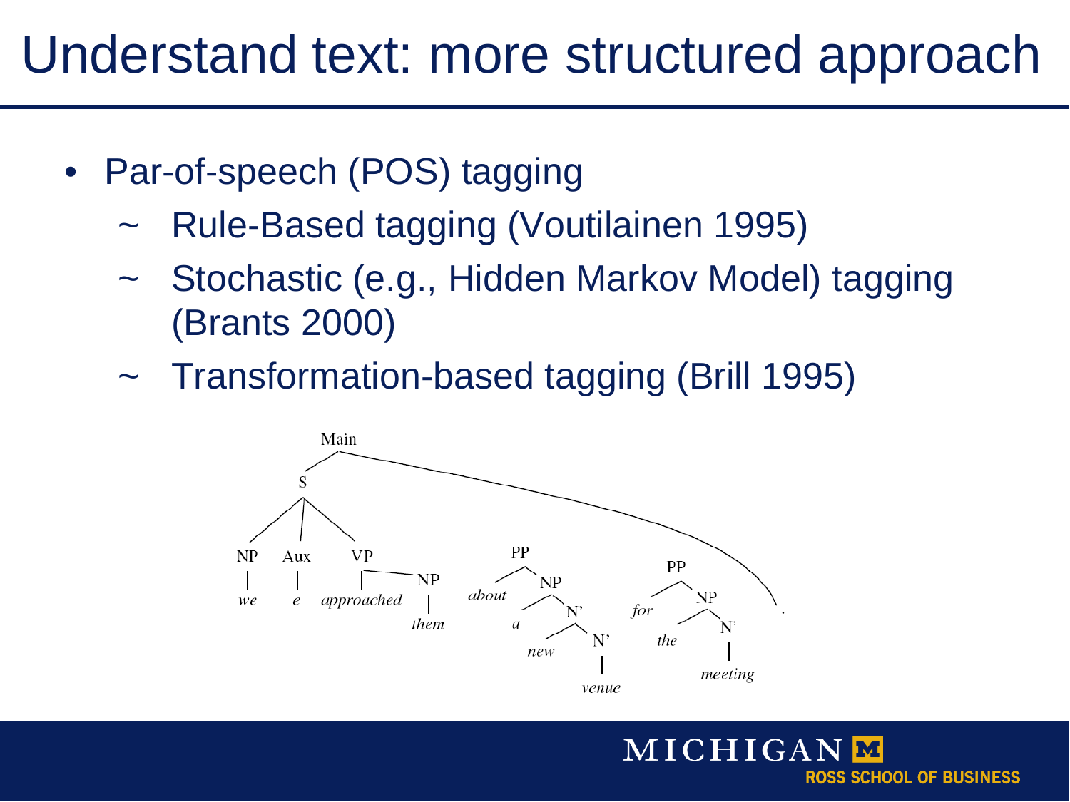# Understand text: more structured approach

- Par-of-speech (POS) tagging
  - ~ Rule-Based tagging (Voutilainen 1995)
  - ~ Stochastic (e.g., Hidden Markov Model) tagging (Brants 2000)
  - ~ Transformation-based tagging (Brill 1995)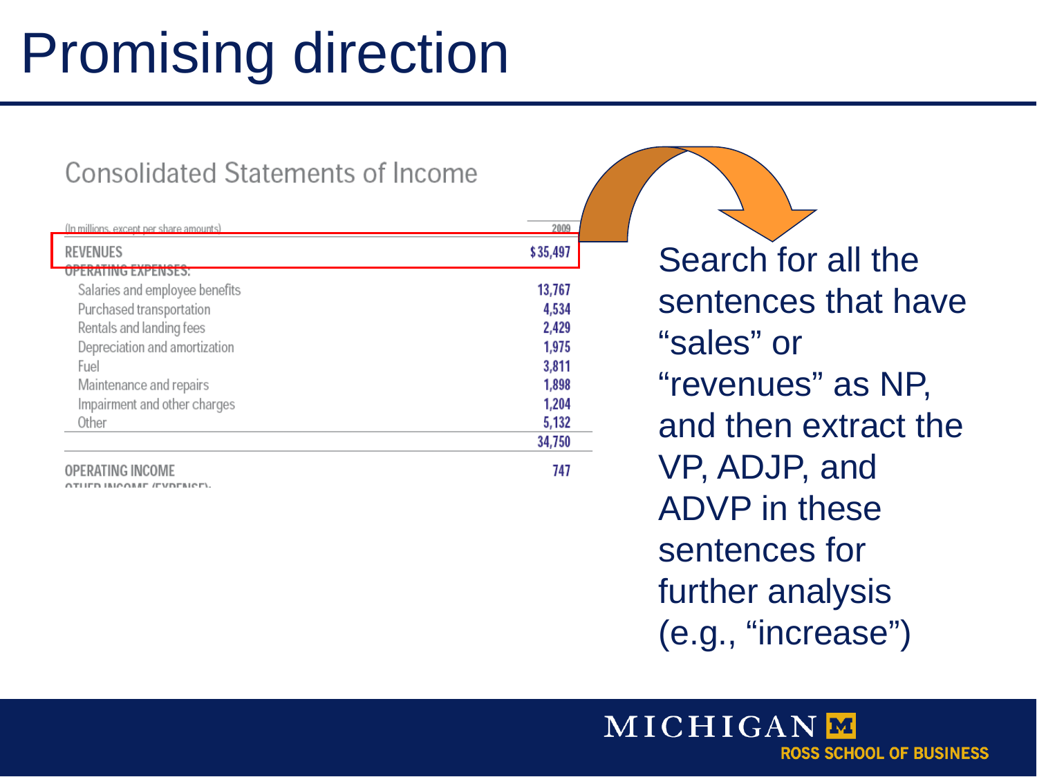# Promising direction

## Consolidated Statements of Income

| (In millions, except per share amounts) | 2009 |
| --- | --- |
| REVENUES | $35,497 |
| OPERATING EXPENSES: | |
| Salaries and employee benefits | 13,767 |
| Purchased transportation | 4,534 |
| Rentals and landing fees | 2,429 |
| Depreciation and amortization | 1,975 |
| Fuel | 3,811 |
| Maintenance and repairs | 1,898 |
| Impairment and other charges | 1,204 |
| Other | 5,132 |
| | 34,750 |
| OPERATING INCOME | 747 |
| OTHER INCOME (EXPENSE): | |

Search for all the sentences that have "sales" or "revenues" as NP, and then extract the VP, ADJP, and ADVP in these sentences for further analysis (e.g., "increase")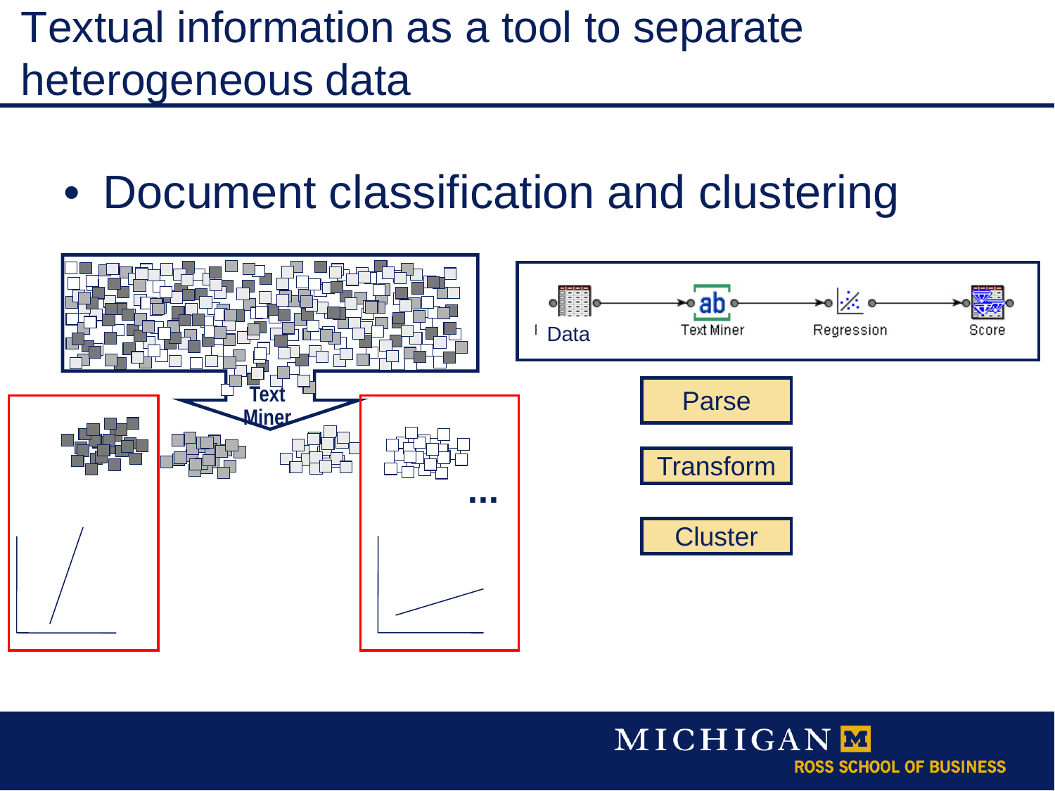# Textual information as a tool to separate heterogeneous data

- Document classification and clustering

Text Miner

...

Data → Text Miner → Regression → Score

Parse

Transform

Cluster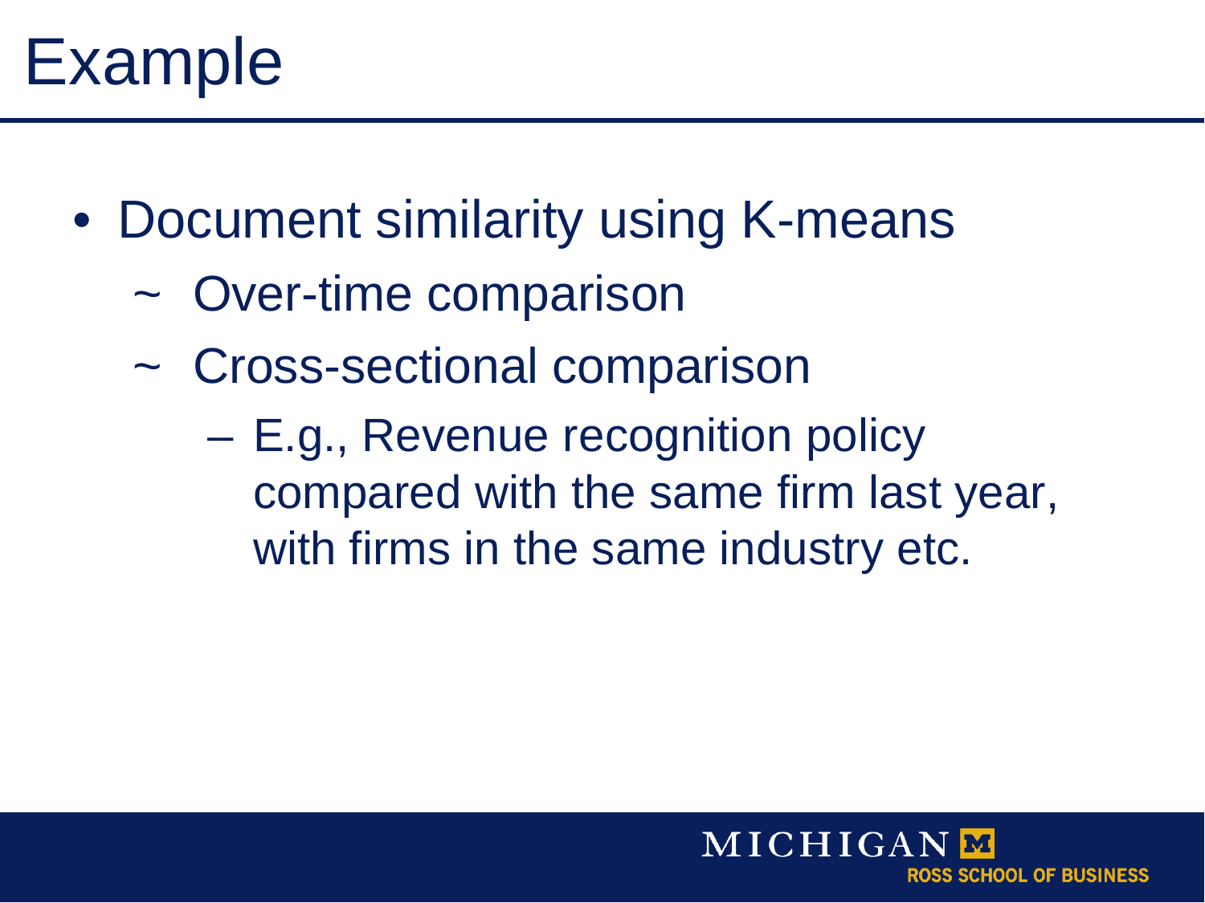# Example

- Document similarity using K-means
  - ~ Over-time comparison
  - ~ Cross-sectional comparison
    - – E.g., Revenue recognition policy compared with the same firm last year, with firms in the same industry etc.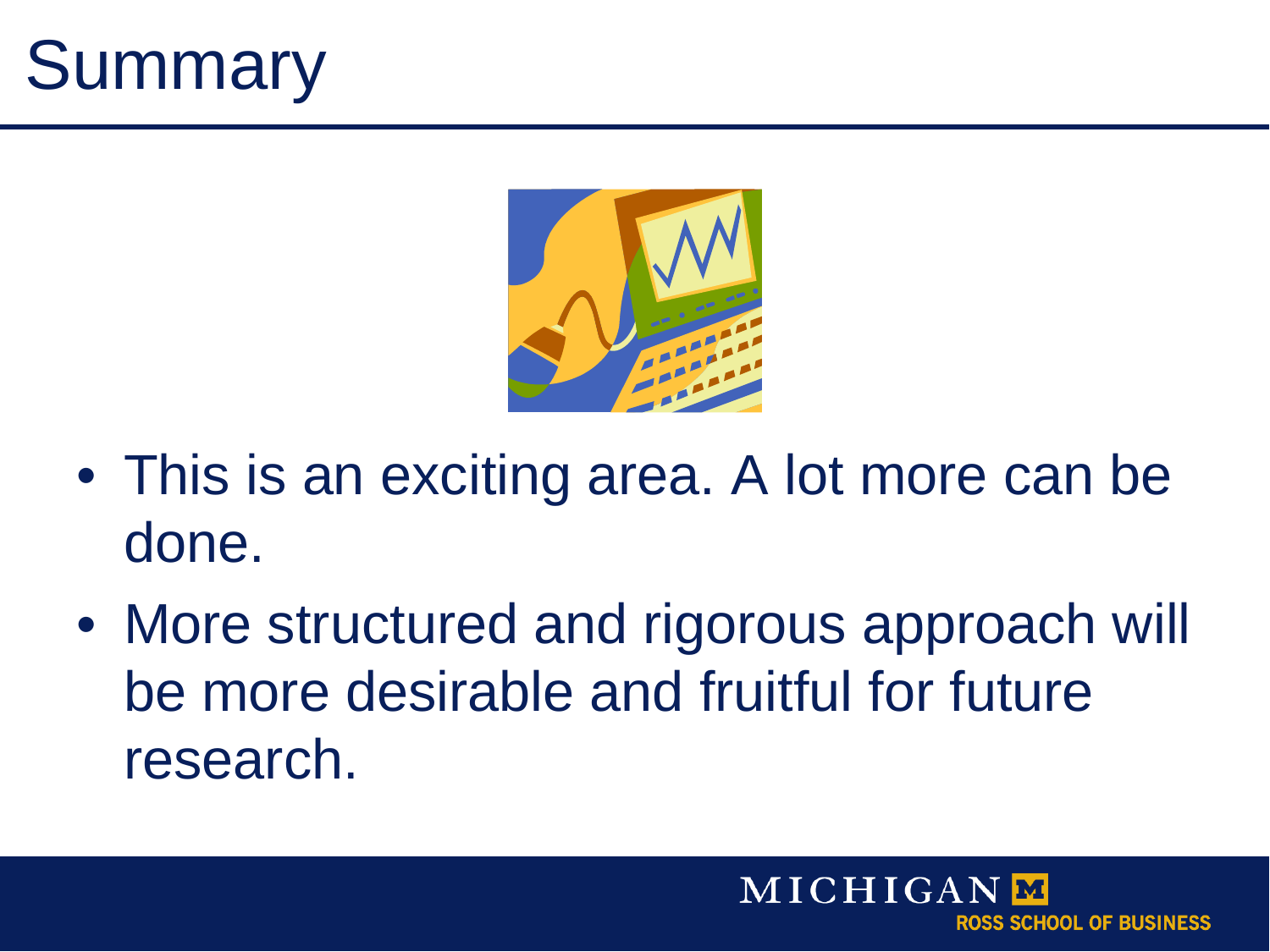# Summary

- This is an exciting area. A lot more can be done.
- More structured and rigorous approach will be more desirable and fruitful for future research.